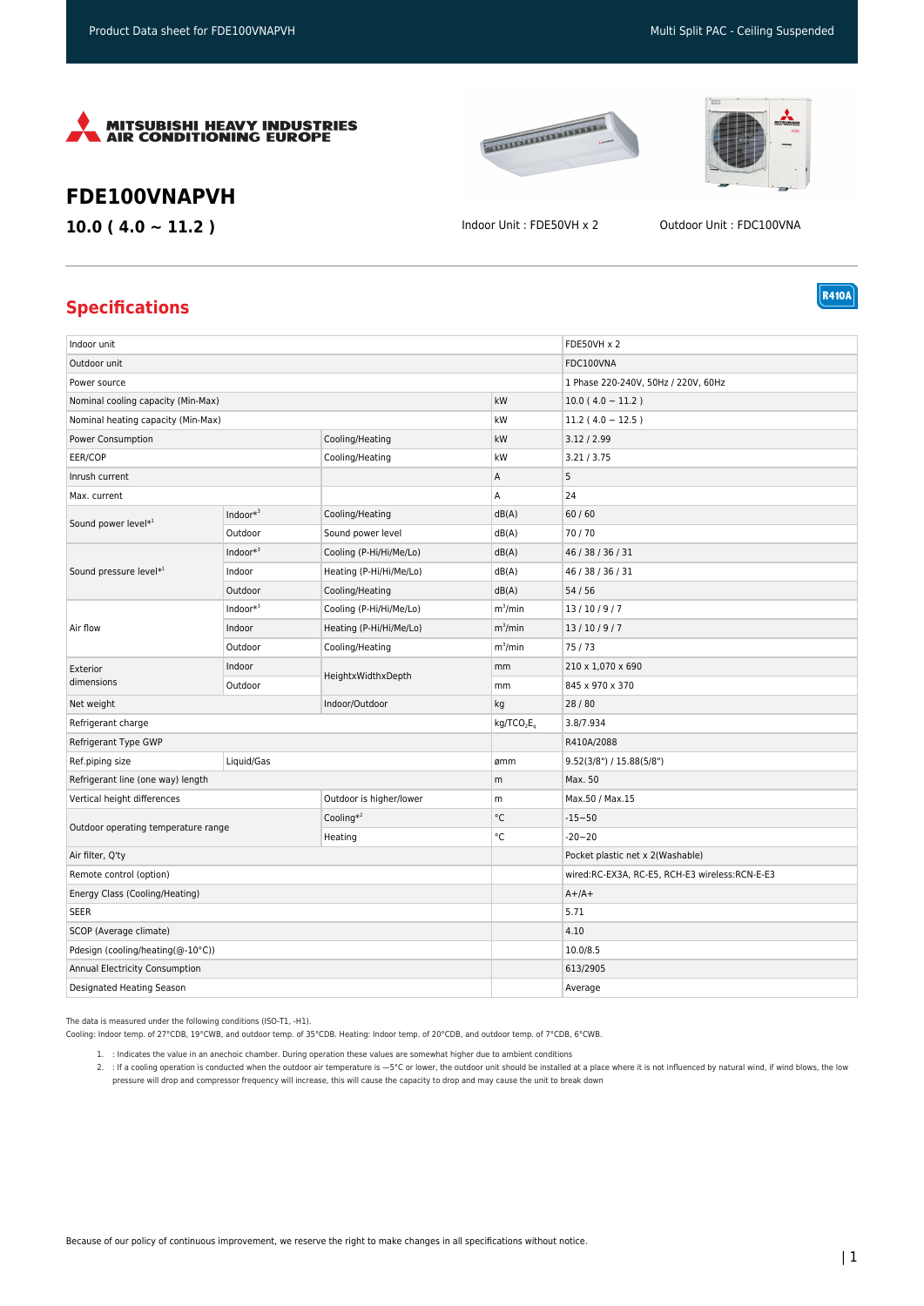Product Data sheet for FDE100VNAPVH — Multi Split PAC - Ceiling Suspended

MITSUBISHI HEAVY INDUSTRIES AIR CONDITIONING EUROPE

# FDE100VNAPVH

**10.0 ( 4.0 ~ 11.2 )**

Indoor Unit : FDE50VH x 2

Outdoor Unit : FDC100VNA

## Specifications

R410A

| | | | | |
|---|---|---|---|---|
| Indoor unit | | | | FDE50VH x 2 |
| Outdoor unit | | | | FDC100VNA |
| Power source | | | | 1 Phase 220-240V, 50Hz / 220V, 60Hz |
| Nominal cooling capacity (Min-Max) | | | kW | 10.0 ( 4.0 ~ 11.2 ) |
| Nominal heating capacity (Min-Max) | | | kW | 11.2 ( 4.0 ~ 12.5 ) |
| Power Consumption | | Cooling/Heating | kW | 3.12 / 2.99 |
| EER/COP | | Cooling/Heating | kW | 3.21 / 3.75 |
| Inrush current | | | A | 5 |
| Max. current | | | A | 24 |
| Sound power level*[1] | Indoor*[3] | Cooling/Heating | dB(A) | 60 / 60 |
| | Outdoor | Sound power level | dB(A) | 70 / 70 |
| Sound pressure level*[1] | Indoor*[3] | Cooling (P-Hi/Hi/Me/Lo) | dB(A) | 46 / 38 / 36 / 31 |
| | Indoor | Heating (P-Hi/Hi/Me/Lo) | dB(A) | 46 / 38 / 36 / 31 |
| | Outdoor | Cooling/Heating | dB(A) | 54 / 56 |
| Air flow | Indoor*[3] | Cooling (P-Hi/Hi/Me/Lo) | $m^3$/min | 13 / 10 / 9 / 7 |
| | Indoor | Heating (P-Hi/Hi/Me/Lo) | $m^3$/min | 13 / 10 / 9 / 7 |
| | Outdoor | Cooling/Heating | $m^3$/min | 75 / 73 |
| Exterior dimensions | Indoor | HeightxWidthxDepth | mm | 210 x 1,070 x 690 |
| | Outdoor | | mm | 845 x 970 x 370 |
| Net weight | | Indoor/Outdoor | kg | 28 / 80 |
| Refrigerant charge | | | kg/$TCO_2E_q$ | 3.8/7.934 |
| Refrigerant Type GWP | | | | R410A/2088 |
| Ref.piping size | Liquid/Gas | | ømm | 9.52(3/8") / 15.88(5/8") |
| Refrigerant line (one way) length | | | m | Max. 50 |
| Vertical height differences | | Outdoor is higher/lower | m | Max.50 / Max.15 |
| Outdoor operating temperature range | | Cooling*[2] | °C | -15~50 |
| | | Heating | °C | -20~20 |
| Air filter, Q'ty | | | | Pocket plastic net x 2(Washable) |
| Remote control (option) | | | | wired:RC-EX3A, RC-E5, RCH-E3 wireless:RCN-E-E3 |
| Energy Class (Cooling/Heating) | | | | A+/A+ |
| SEER | | | | 5.71 |
| SCOP (Average climate) | | | | 4.10 |
| Pdesign (cooling/heating(@-10°C)) | | | | 10.0/8.5 |
| Annual Electricity Consumption | | | | 613/2905 |
| Designated Heating Season | | | | Average |

The data is measured under the following conditions (ISO-T1, -H1).
Cooling: Indoor temp. of 27°CDB, 19°CWB, and outdoor temp. of 35°CDB. Heating: Indoor temp. of 20°CDB, and outdoor temp. of 7°CDB, 6°CWB.

1. : Indicates the value in an anechoic chamber. During operation these values are somewhat higher due to ambient conditions
2. : If a cooling operation is conducted when the outdoor air temperature is —5°C or lower, the outdoor unit should be installed at a place where it is not influenced by natural wind, if wind blows, the low pressure will drop and compressor frequency will increase, this will cause the capacity to drop and may cause the unit to break down

Because of our policy of continuous improvement, we reserve the right to make changes in all specifications without notice.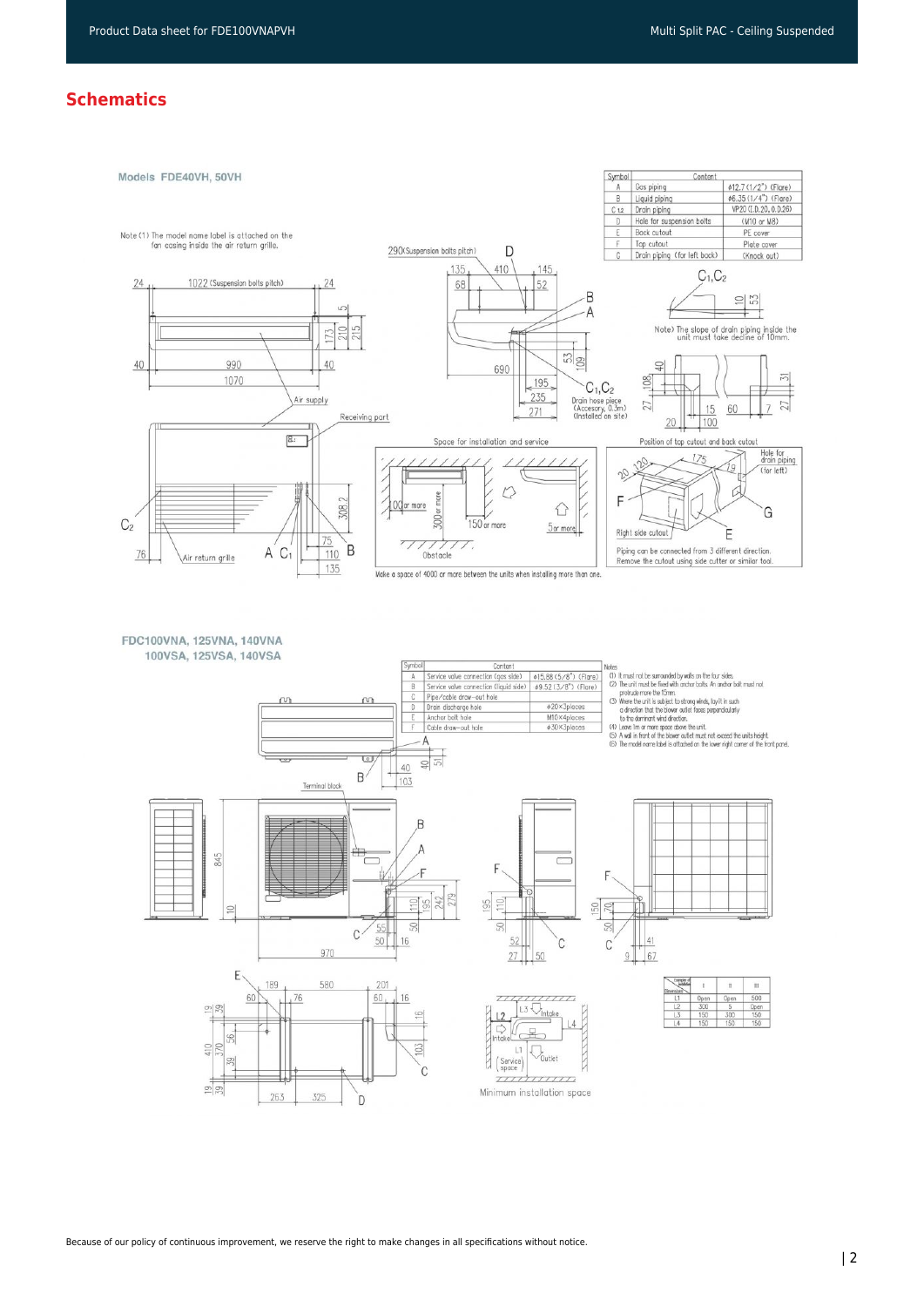## Schematics

Models FDE40VH, 50VH

Note (1) The model name label is attached on the fan casing inside the air return grille.

| Symbol | Content | |
|---|---|---|
| A | Gas piping | ø12.7 (1/2") (Flare) |
| B | Liquid piping | ø6.35 (1/4") (Flare) |
| C 1,2 | Drain piping | VP20 (I.D.20, O.D.26) |
| D | Hole for suspension bolts | (M10 or M8) |
| E | Back cutout | PE cover |
| F | Top cutout | Plate cover |
| G | Drain piping (for left back) | (Knock out) |

Note) The slope of drain piping inside the unit must take decline of 10mm.

Drain hose piece (Accessory, 0.3m) (Installed on site)

Space for installation and service

Make a space of 4000 or more between the units when installing more than one.

Position of top cutout and back cutout

Piping can be connected from 3 different direction. Remove the cutout using side cutter or similar tool.

FDC100VNA, 125VNA, 140VNA
100VSA, 125VSA, 140VSA

| Symbol | Content | |
|---|---|---|
| A | Service valve connection (gas side) | ø15.88 (5/8") (Flare) |
| B | Service valve connection (liquid side) | ø9.52 (3/8") (Flare) |
| C | Pipe/cable draw-out hole | |
| D | Drain discharge hole | ø20×3places |
| E | Anchor bolt hole | M10×4places |
| F | Cable draw-out hole | ø30×3places |

Notes
(1) It must not be surrounded by walls on the four sides.
(2) The unit must be fixed with anchor bolts. An anchor bolt must not protrude more the 15mm.
(3) Where the unit is subject to strong winds, lay it in such a direction that the blower outlet faces perpendicularly to the dominant wind direction.
(4) Leave 1m or more space above the unit.
(5) A wall in front of the blower outlet must not exceed the units height.
(6) The model name label is attached on the lower right corner of the front panel.

Minimum installation space

| Dimension \ Examples of installation | I | II | III |
|---|---|---|---|
| L1 | Open | Open | 500 |
| L2 | 300 | 5 | Open |
| L3 | 150 | 300 | 150 |
| L4 | 150 | 150 | 150 |

Because of our policy of continuous improvement, we reserve the right to make changes in all specifications without notice.